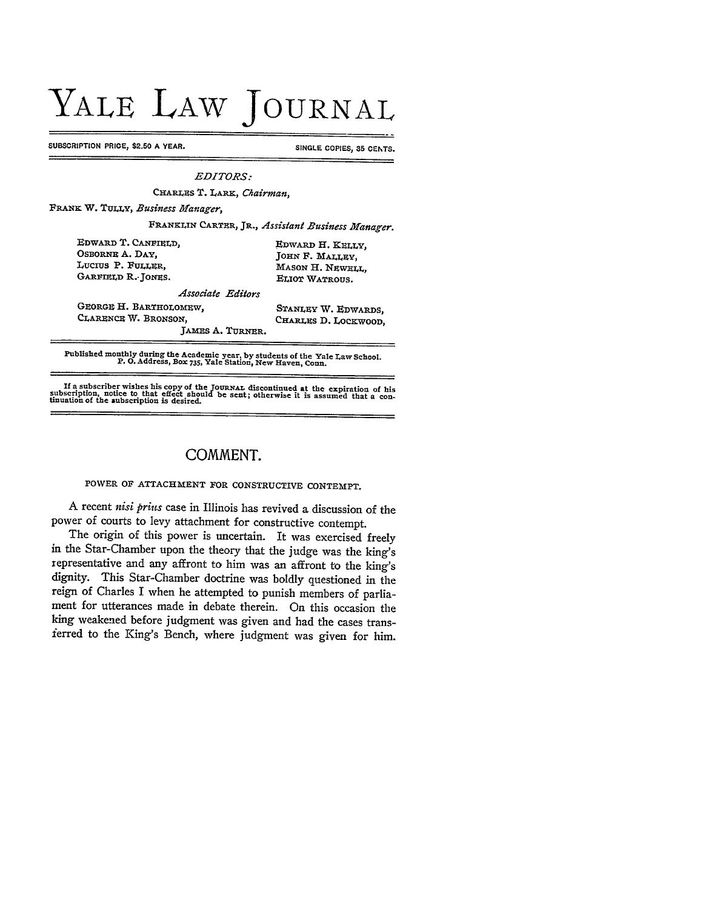# YALE LAW JOURNAL

SUBSCRIPTION PRICE, $2.50 A YEAR. SINGLE COPIES, 35 CENTS.

*EDITORS:*

CHARLES T. LARK, *Chairman,*

FRANK W. TULLY, *Business Manager,*

FRANKLIN CARTER, JR., *Assistant Business Manager.*

EDWARD T. CANFIELD,
OSBORNE A. DAY,
LUCIUS P. FULLER,
GARFIELD R. JONES.

EDWARD H. KELLY,
JOHN F. MALLEY,
MASON H. NEWELL,
ELIOT WATROUS.

*Associate Editors*

GEORGE H. BARTHOLOMEW,
CLARENCE W. BRONSON,

STANLEY W. EDWARDS,
CHARLES D. LOCKWOOD,

JAMES A. TURNER.

Published monthly during the Academic year, by students of the Yale Law School. P. O. Address, Box 735, Yale Station, New Haven, Conn.

If a subscriber wishes his copy of the JOURNAL discontinued at the expiration of his subscription, notice to that effect should be sent; otherwise it is assumed that a continuation of the subscription is desired.

## COMMENT.

### POWER OF ATTACHMENT FOR CONSTRUCTIVE CONTEMPT.

A recent *nisi prius* case in Illinois has revived a discussion of the power of courts to levy attachment for constructive contempt.

The origin of this power is uncertain. It was exercised freely in the Star-Chamber upon the theory that the judge was the king's representative and any affront to him was an affront to the king's dignity. This Star-Chamber doctrine was boldly questioned in the reign of Charles I when he attempted to punish members of parliament for utterances made in debate therein. On this occasion the king weakened before judgment was given and had the cases transferred to the King's Bench, where judgment was given for him.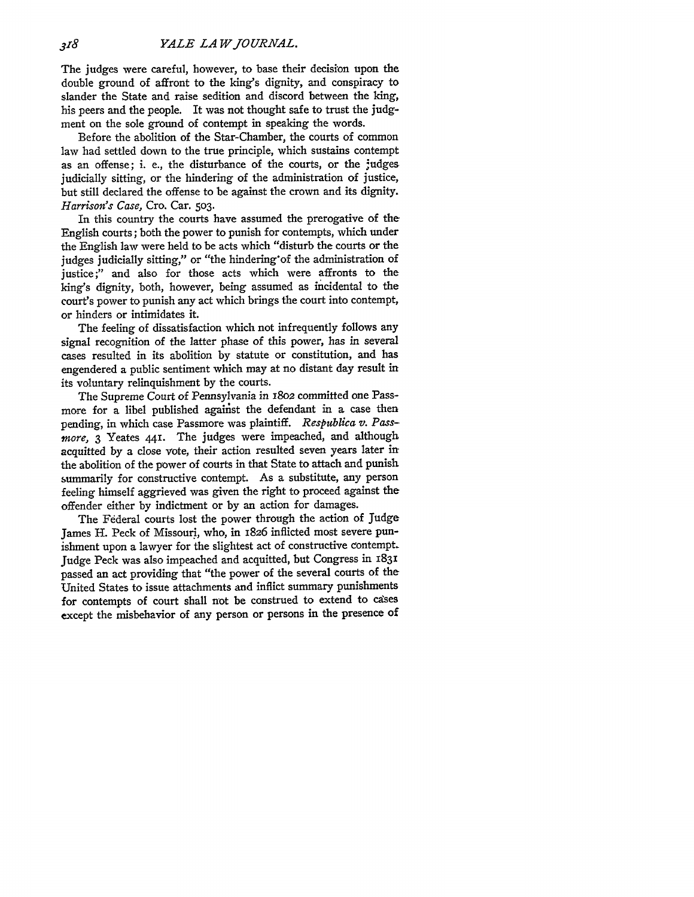The judges were careful, however, to base their decision upon the double ground of affront to the king's dignity, and conspiracy to slander the State and raise sedition and discord between the king, his peers and the people. It was not thought safe to trust the judgment on the sole ground of contempt in speaking the words.

Before the abolition of the Star-Chamber, the courts of common law had settled down to the true principle, which sustains contempt as an offense; i. e., the disturbance of the courts, or the judges judicially sitting, or the hindering of the administration of justice, but still declared the offense to be against the crown and its dignity. *Harrison's Case*, Cro. Car. 503.

In this country the courts have assumed the prerogative of the English courts; both the power to punish for contempts, which under the English law were held to be acts which "disturb the courts or the judges judicially sitting," or "the hindering of the administration of justice;" and also for those acts which were affronts to the king's dignity, both, however, being assumed as incidental to the court's power to punish any act which brings the court into contempt, or hinders or intimidates it.

The feeling of dissatisfaction which not infrequently follows any signal recognition of the latter phase of this power, has in several cases resulted in its abolition by statute or constitution, and has engendered a public sentiment which may at no distant day result in its voluntary relinquishment by the courts.

The Supreme Court of Pennsylvania in 1802 committed one Passmore for a libel published against the defendant in a case then pending, in which case Passmore was plaintiff. *Respublica v. Passmore*, 3 Yeates 441. The judges were impeached, and although acquitted by a close vote, their action resulted seven years later in the abolition of the power of courts in that State to attach and punish summarily for constructive contempt. As a substitute, any person feeling himself aggrieved was given the right to proceed against the offender either by indictment or by an action for damages.

The Federal courts lost the power through the action of Judge James H. Peck of Missouri, who, in 1826 inflicted most severe punishment upon a lawyer for the slightest act of constructive contempt. Judge Peck was also impeached and acquitted, but Congress in 1831 passed an act providing that "the power of the several courts of the United States to issue attachments and inflict summary punishments for contempts of court shall not be construed to extend to cases except the misbehavior of any person or persons in the presence of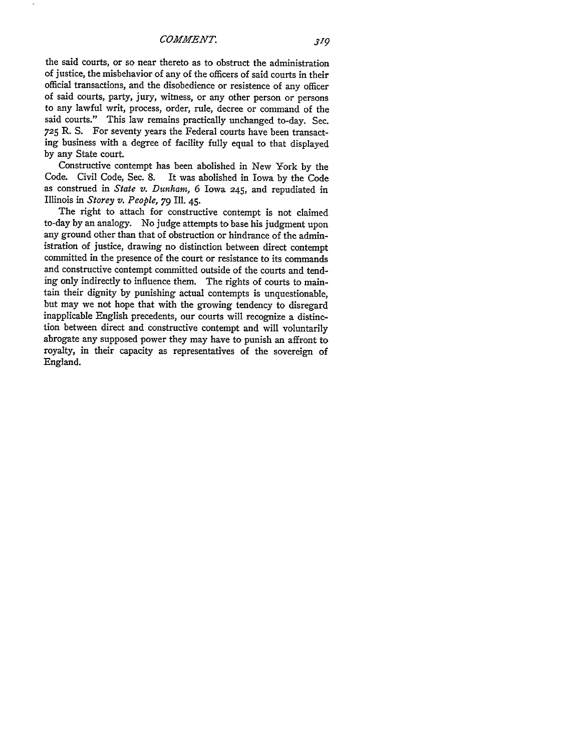the said courts, or so near thereto as to obstruct the administration of justice, the misbehavior of any of the officers of said courts in their official transactions, and the disobedience or resistence of any officer of said courts, party, jury, witness, or any other person or persons to any lawful writ, process, order, rule, decree or command of the said courts." This law remains practically unchanged to-day. Sec. 725 R. S. For seventy years the Federal courts have been transacting business with a degree of facility fully equal to that displayed by any State court.

Constructive contempt has been abolished in New York by the Code. Civil Code, Sec. 8. It was abolished in Iowa by the Code as construed in *State v. Dunham*, 6 Iowa 245, and repudiated in Illinois in *Storey v. People*, 79 Ill. 45.

The right to attach for constructive contempt is not claimed to-day by an analogy. No judge attempts to base his judgment upon any ground other than that of obstruction or hindrance of the administration of justice, drawing no distinction between direct contempt committed in the presence of the court or resistance to its commands and constructive contempt committed outside of the courts and tending only indirectly to influence them. The rights of courts to maintain their dignity by punishing actual contempts is unquestionable, but may we not hope that with the growing tendency to disregard inapplicable English precedents, our courts will recognize a distinction between direct and constructive contempt and will voluntarily abrogate any supposed power they may have to punish an affront to royalty, in their capacity as representatives of the sovereign of England.